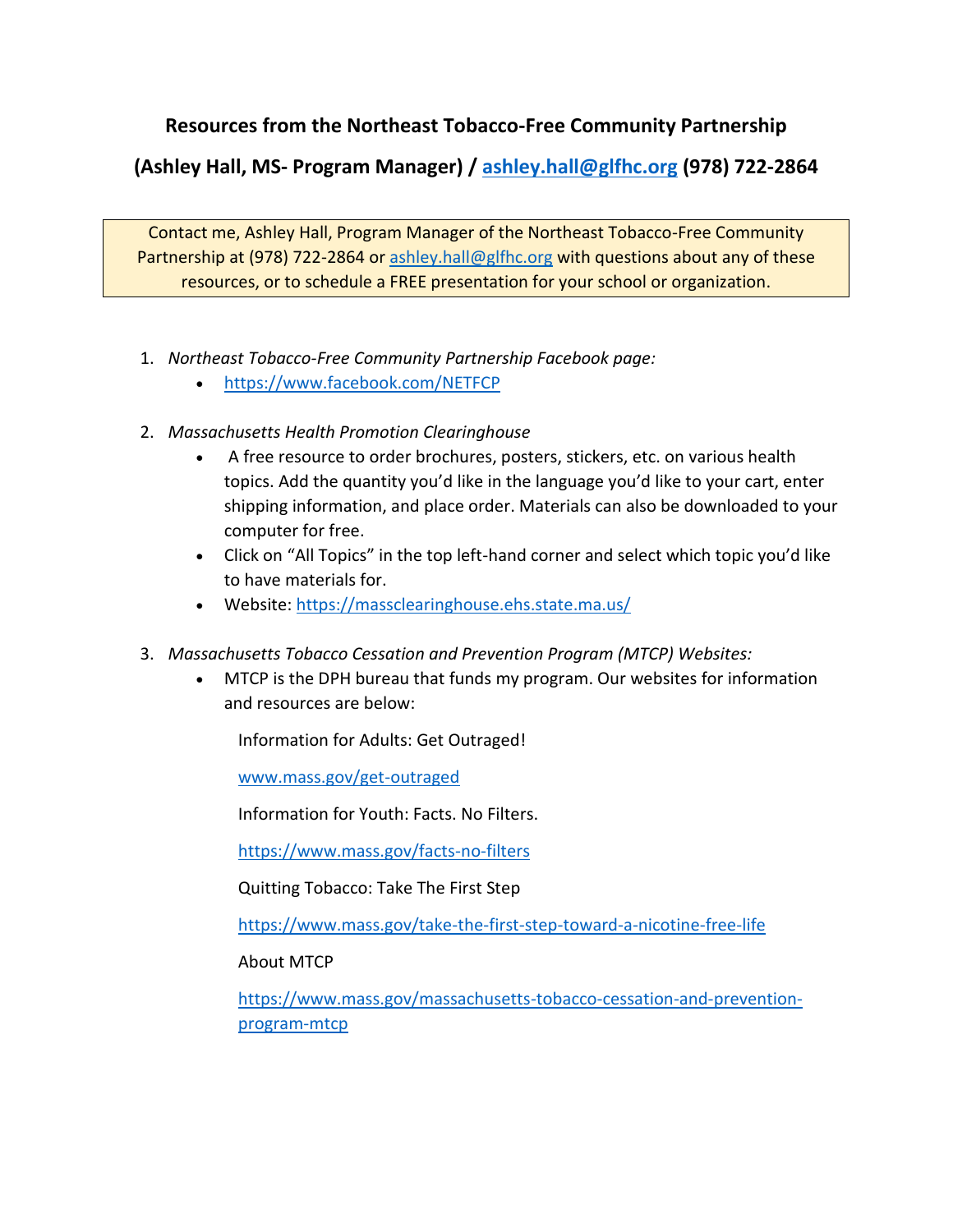## Resources from the Northeast Tobacco-Free Community Partnership

## (Ashley Hall, MS- Program Manager) / [ashley.hall@glfhc.org](mailto:ashley.hall@glfhc.org) (978) 722-2864

> Contact me, Ashley Hall, Program Manager of the Northeast Tobacco-Free Community Partnership at (978) 722-2864 or [ashley.hall@glfhc.org](mailto:ashley.hall@glfhc.org) with questions about any of these resources, or to schedule a FREE presentation for your school or organization.

1. *Northeast Tobacco-Free Community Partnership Facebook page:*
   - https://www.facebook.com/NETFCP

2. *Massachusetts Health Promotion Clearinghouse*
   - A free resource to order brochures, posters, stickers, etc. on various health topics. Add the quantity you'd like in the language you'd like to your cart, enter shipping information, and place order. Materials can also be downloaded to your computer for free.
   - Click on "All Topics" in the top left-hand corner and select which topic you'd like to have materials for.
   - Website: https://massclearinghouse.ehs.state.ma.us/

3. *Massachusetts Tobacco Cessation and Prevention Program (MTCP) Websites:*
   - MTCP is the DPH bureau that funds my program. Our websites for information and resources are below:

     Information for Adults: Get Outraged!

     www.mass.gov/get-outraged

     Information for Youth: Facts. No Filters.

     https://www.mass.gov/facts-no-filters

     Quitting Tobacco: Take The First Step

     https://www.mass.gov/take-the-first-step-toward-a-nicotine-free-life

     About MTCP

     https://www.mass.gov/massachusetts-tobacco-cessation-and-prevention-program-mtcp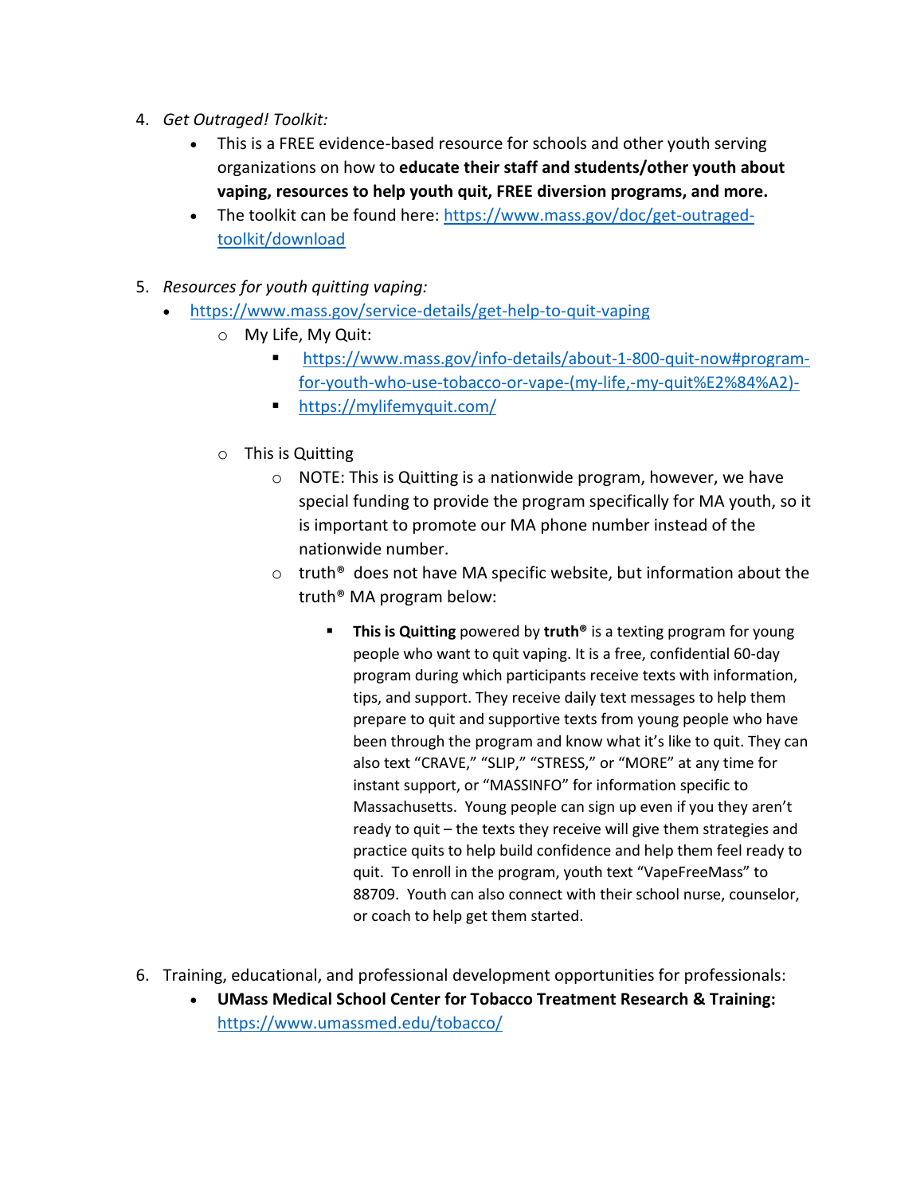4. *Get Outraged! Toolkit:*
    - This is a FREE evidence-based resource for schools and other youth serving organizations on how to **educate their staff and students/other youth about vaping, resources to help youth quit, FREE diversion programs, and more.**
    - The toolkit can be found here: [https://www.mass.gov/doc/get-outraged-toolkit/download](https://www.mass.gov/doc/get-outraged-toolkit/download)

5. *Resources for youth quitting vaping:*
    - [https://www.mass.gov/service-details/get-help-to-quit-vaping](https://www.mass.gov/service-details/get-help-to-quit-vaping)
        - My Life, My Quit:
            - [https://www.mass.gov/info-details/about-1-800-quit-now#program-for-youth-who-use-tobacco-or-vape-(my-life,-my-quit%E2%84%A2)-](https://www.mass.gov/info-details/about-1-800-quit-now#program-for-youth-who-use-tobacco-or-vape-(my-life,-my-quit%E2%84%A2)-)
            - [https://mylifemyquit.com/](https://mylifemyquit.com/)
        - This is Quitting
            - NOTE: This is Quitting is a nationwide program, however, we have special funding to provide the program specifically for MA youth, so it is important to promote our MA phone number instead of the nationwide number.
            - truth® does not have MA specific website, but information about the truth® MA program below:
                - **This is Quitting** powered by **truth®** is a texting program for young people who want to quit vaping. It is a free, confidential 60-day program during which participants receive texts with information, tips, and support. They receive daily text messages to help them prepare to quit and supportive texts from young people who have been through the program and know what it's like to quit. They can also text "CRAVE," "SLIP," "STRESS," or "MORE" at any time for instant support, or "MASSINFO" for information specific to Massachusetts. Young people can sign up even if you they aren't ready to quit – the texts they receive will give them strategies and practice quits to help build confidence and help them feel ready to quit. To enroll in the program, youth text "VapeFreeMass" to 88709. Youth can also connect with their school nurse, counselor, or coach to help get them started.

6. Training, educational, and professional development opportunities for professionals:
    - **UMass Medical School Center for Tobacco Treatment Research & Training:** [https://www.umassmed.edu/tobacco/](https://www.umassmed.edu/tobacco/)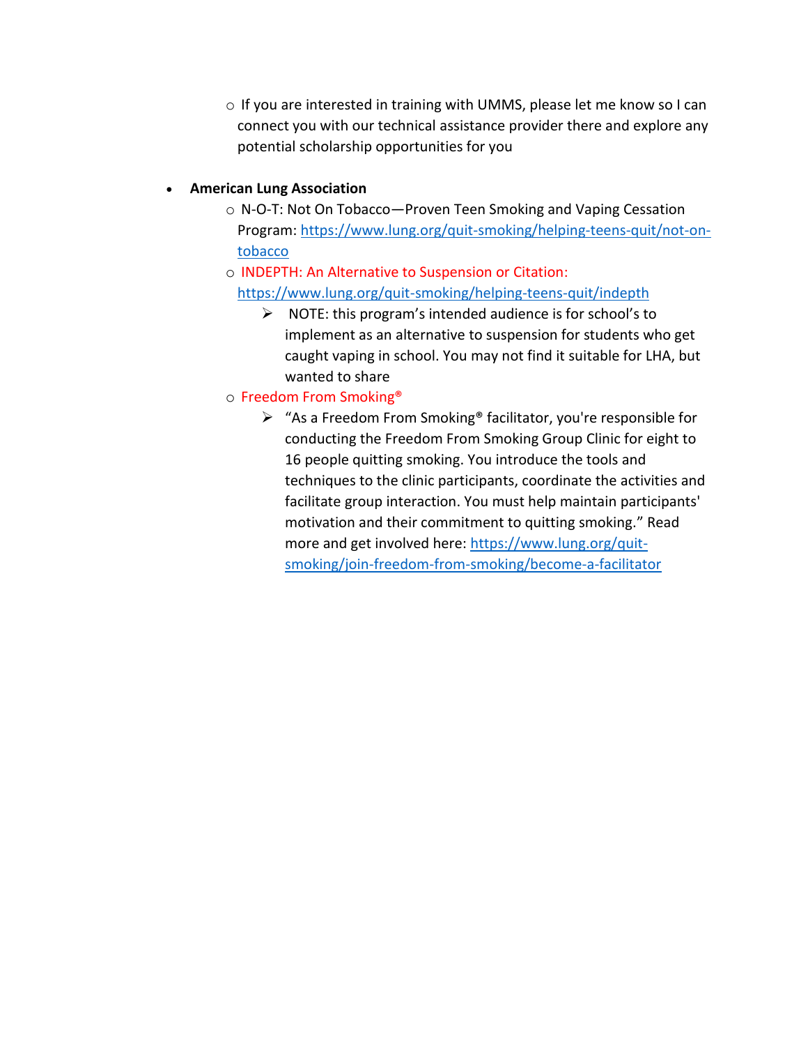- If you are interested in training with UMMS, please let me know so I can connect you with our technical assistance provider there and explore any potential scholarship opportunities for you

- **American Lung Association**
  - N-O-T: Not On Tobacco—Proven Teen Smoking and Vaping Cessation Program: https://www.lung.org/quit-smoking/helping-teens-quit/not-on-tobacco
  - INDEPTH: An Alternative to Suspension or Citation: https://www.lung.org/quit-smoking/helping-teens-quit/indepth
    - NOTE: this program's intended audience is for school's to implement as an alternative to suspension for students who get caught vaping in school. You may not find it suitable for LHA, but wanted to share
  - Freedom From Smoking®
    - "As a Freedom From Smoking® facilitator, you're responsible for conducting the Freedom From Smoking Group Clinic for eight to 16 people quitting smoking. You introduce the tools and techniques to the clinic participants, coordinate the activities and facilitate group interaction. You must help maintain participants' motivation and their commitment to quitting smoking." Read more and get involved here: https://www.lung.org/quit-smoking/join-freedom-from-smoking/become-a-facilitator